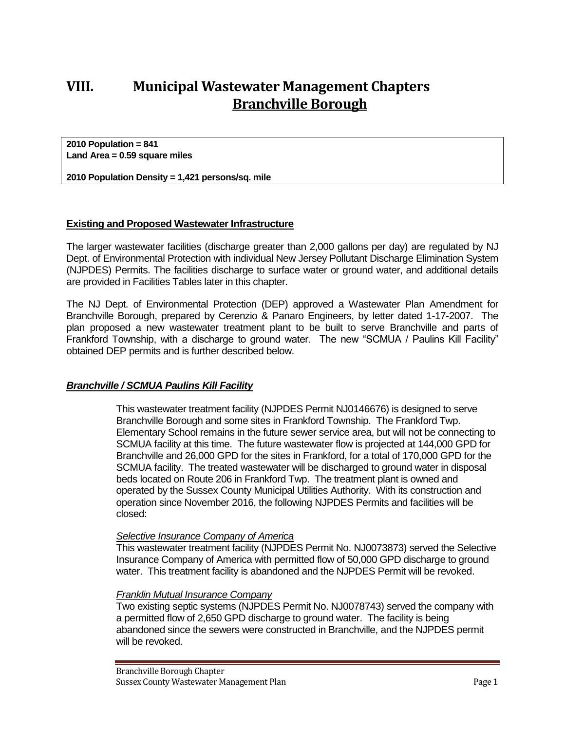# VIII. Municipal Wastewater Management Chapters

## Branchville Borough

**2010 Population = 841**
**Land Area = 0.59 square miles**

**2010 Population Density = 1,421 persons/sq. mile**

### Existing and Proposed Wastewater Infrastructure

The larger wastewater facilities (discharge greater than 2,000 gallons per day) are regulated by NJ Dept. of Environmental Protection with individual New Jersey Pollutant Discharge Elimination System (NJPDES) Permits. The facilities discharge to surface water or ground water, and additional details are provided in Facilities Tables later in this chapter.

The NJ Dept. of Environmental Protection (DEP) approved a Wastewater Plan Amendment for Branchville Borough, prepared by Cerenzio & Panaro Engineers, by letter dated 1-17-2007. The plan proposed a new wastewater treatment plant to be built to serve Branchville and parts of Frankford Township, with a discharge to ground water. The new "SCMUA / Paulins Kill Facility" obtained DEP permits and is further described below.

### *Branchville / SCMUA Paulins Kill Facility*

This wastewater treatment facility (NJPDES Permit NJ0146676) is designed to serve Branchville Borough and some sites in Frankford Township. The Frankford Twp. Elementary School remains in the future sewer service area, but will not be connecting to SCMUA facility at this time. The future wastewater flow is projected at 144,000 GPD for Branchville and 26,000 GPD for the sites in Frankford, for a total of 170,000 GPD for the SCMUA facility. The treated wastewater will be discharged to ground water in disposal beds located on Route 206 in Frankford Twp. The treatment plant is owned and operated by the Sussex County Municipal Utilities Authority. With its construction and operation since November 2016, the following NJPDES Permits and facilities will be closed:

*Selective Insurance Company of America*
This wastewater treatment facility (NJPDES Permit No. NJ0073873) served the Selective Insurance Company of America with permitted flow of 50,000 GPD discharge to ground water. This treatment facility is abandoned and the NJPDES Permit will be revoked.

*Franklin Mutual Insurance Company*
Two existing septic systems (NJPDES Permit No. NJ0078743) served the company with a permitted flow of 2,650 GPD discharge to ground water. The facility is being abandoned since the sewers were constructed in Branchville, and the NJPDES permit will be revoked.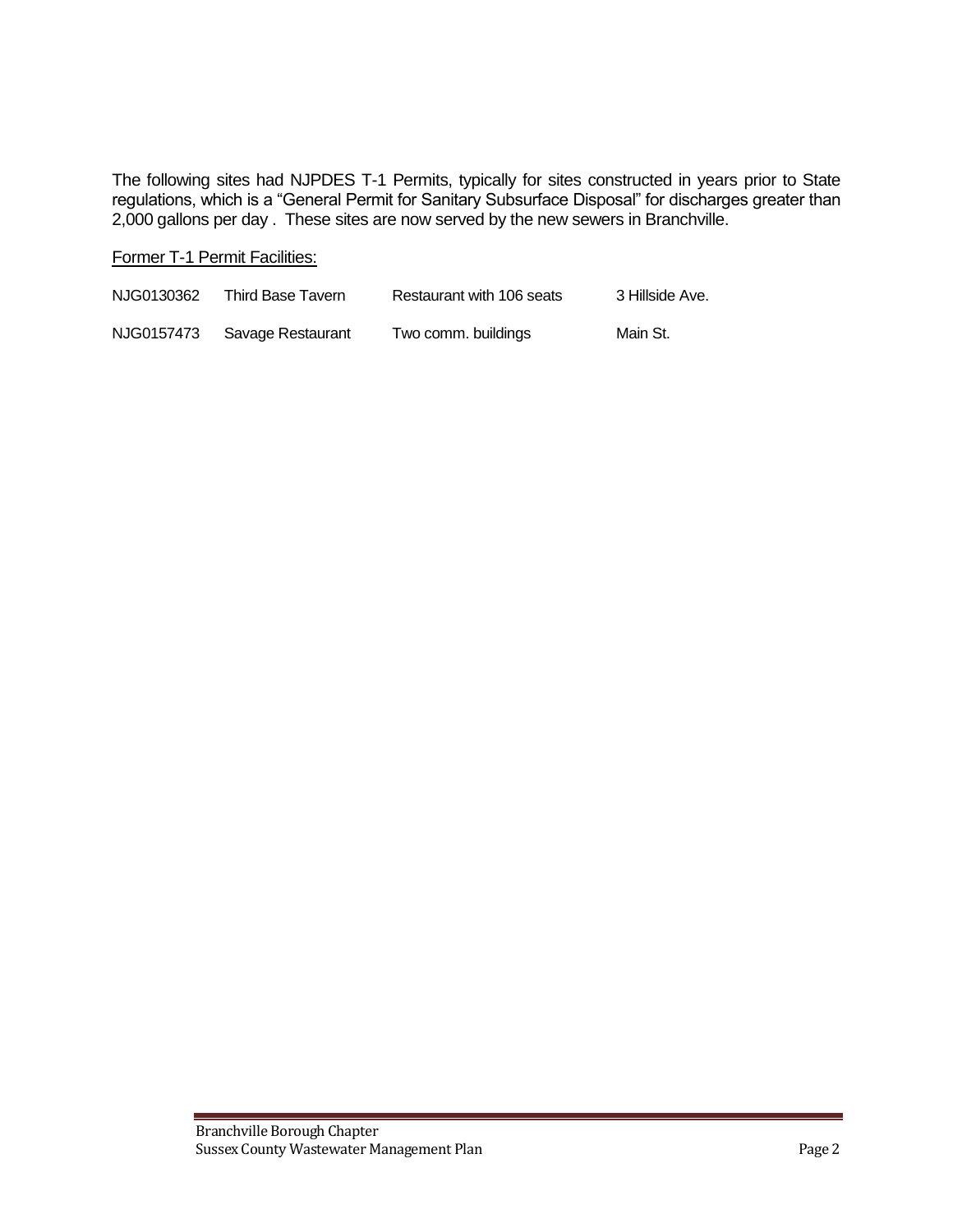The following sites had NJPDES T-1 Permits, typically for sites constructed in years prior to State regulations, which is a "General Permit for Sanitary Subsurface Disposal" for discharges greater than 2,000 gallons per day . These sites are now served by the new sewers in Branchville.

<u>Former T-1 Permit Facilities:</u>

| | | | |
|---|---|---|---|
| NJG0130362 | Third Base Tavern | Restaurant with 106 seats | 3 Hillside Ave. |
| NJG0157473 | Savage Restaurant | Two comm. buildings | Main St. |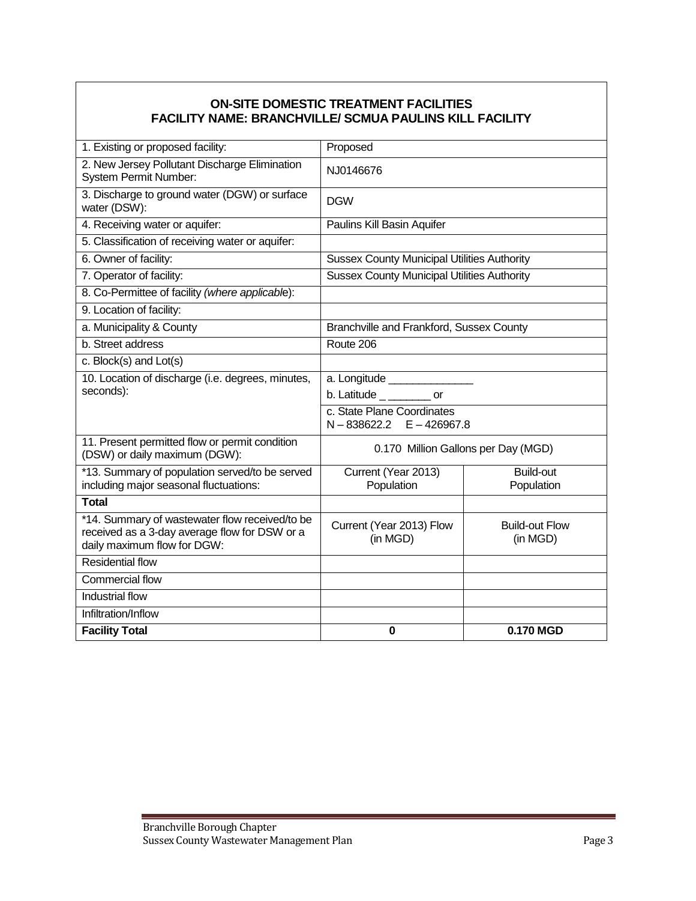## ON-SITE DOMESTIC TREATMENT FACILITIES
## FACILITY NAME: BRANCHVILLE/ SCMUA PAULINS KILL FACILITY

| | | |
|---|---|---|
| 1. Existing or proposed facility: | Proposed | |
| 2. New Jersey Pollutant Discharge Elimination System Permit Number: | NJ0146676 | |
| 3. Discharge to ground water (DGW) or surface water (DSW): | DGW | |
| 4. Receiving water or aquifer: | Paulins Kill Basin Aquifer | |
| 5. Classification of receiving water or aquifer: | | |
| 6. Owner of facility: | Sussex County Municipal Utilities Authority | |
| 7. Operator of facility: | Sussex County Municipal Utilities Authority | |
| 8. Co-Permittee of facility *(where applicable)*: | | |
| 9. Location of facility: | | |
| a. Municipality & County | Branchville and Frankford, Sussex County | |
| b. Street address | Route 206 | |
| c. Block(s) and Lot(s) | | |
| 10. Location of discharge (i.e. degrees, minutes, seconds): | a. Longitude ______________<br>b. Latitude _ _______ or | |
| | c. State Plane Coordinates<br>N – 838622.2 E – 426967.8 | |
| 11. Present permitted flow or permit condition (DSW) or daily maximum (DGW): | 0.170 Million Gallons per Day (MGD) | |
| *13. Summary of population served/to be served including major seasonal fluctuations: | Current (Year 2013) Population | Build-out Population |
| **Total** | | |
| *14. Summary of wastewater flow received/to be received as a 3-day average flow for DSW or a daily maximum flow for DGW: | Current (Year 2013) Flow (in MGD) | Build-out Flow (in MGD) |
| Residential flow | | |
| Commercial flow | | |
| Industrial flow | | |
| Infiltration/Inflow | | |
| **Facility Total** | **0** | **0.170 MGD** |